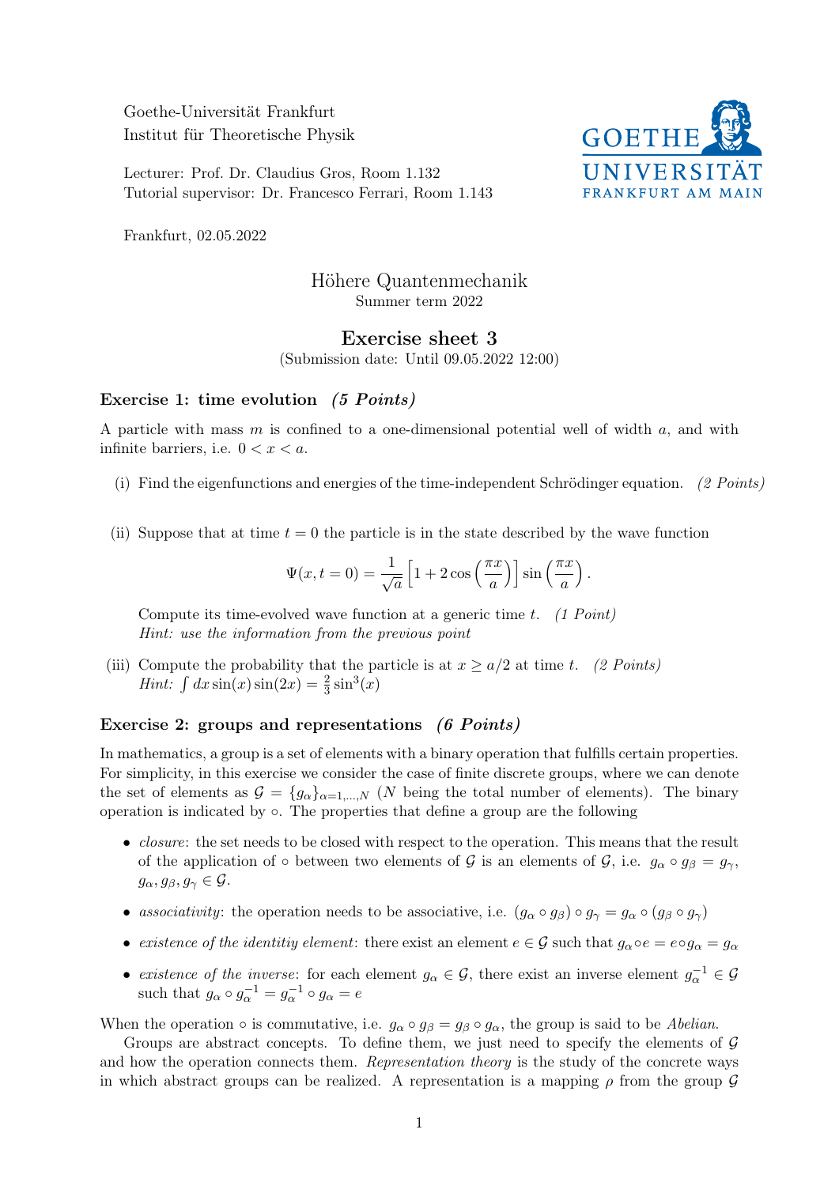Goethe-Universität Frankfurt
Institut für Theoretische Physik

Lecturer: Prof. Dr. Claudius Gros, Room 1.132
Tutorial supervisor: Dr. Francesco Ferrari, Room 1.143

GOETHE UNIVERSITÄT FRANKFURT AM MAIN

Frankfurt, 02.05.2022

# Höhere Quantenmechanik

Summer term 2022

## Exercise sheet 3

(Submission date: Until 09.05.2022 12:00)

### Exercise 1: time evolution *(5 Points)*

A particle with mass $m$ is confined to a one-dimensional potential well of width $a$, and with infinite barriers, i.e. $0 < x < a$.

(i) Find the eigenfunctions and energies of the time-independent Schrödinger equation. *(2 Points)*

(ii) Suppose that at time $t = 0$ the particle is in the state described by the wave function

$$\Psi(x, t = 0) = \frac{1}{\sqrt{a}}\left[1 + 2\cos\left(\frac{\pi x}{a}\right)\right]\sin\left(\frac{\pi x}{a}\right).$$

Compute its time-evolved wave function at a generic time $t$. *(1 Point)*
*Hint: use the information from the previous point*

(iii) Compute the probability that the particle is at $x \geq a/2$ at time $t$. *(2 Points)*
*Hint:* $\int dx \sin(x)\sin(2x) = \frac{2}{3}\sin^3(x)$

### Exercise 2: groups and representations *(6 Points)*

In mathematics, a group is a set of elements with a binary operation that fulfills certain properties. For simplicity, in this exercise we consider the case of finite discrete groups, where we can denote the set of elements as $\mathcal{G} = \{g_\alpha\}_{\alpha=1,\dots,N}$ ($N$ being the total number of elements). The binary operation is indicated by $\circ$. The properties that define a group are the following

- *closure*: the set needs to be closed with respect to the operation. This means that the result of the application of $\circ$ between two elements of $\mathcal{G}$ is an elements of $\mathcal{G}$, i.e. $g_\alpha \circ g_\beta = g_\gamma$, $g_\alpha, g_\beta, g_\gamma \in \mathcal{G}$.
- *associativity*: the operation needs to be associative, i.e. $(g_\alpha \circ g_\beta) \circ g_\gamma = g_\alpha \circ (g_\beta \circ g_\gamma)$
- *existence of the identitiy element*: there exist an element $e \in \mathcal{G}$ such that $g_\alpha \circ e = e \circ g_\alpha = g_\alpha$
- *existence of the inverse*: for each element $g_\alpha \in \mathcal{G}$, there exist an inverse element $g_\alpha^{-1} \in \mathcal{G}$ such that $g_\alpha \circ g_\alpha^{-1} = g_\alpha^{-1} \circ g_\alpha = e$

When the operation $\circ$ is commutative, i.e. $g_\alpha \circ g_\beta = g_\beta \circ g_\alpha$, the group is said to be *Abelian*.

Groups are abstract concepts. To define them, we just need to specify the elements of $\mathcal{G}$ and how the operation connects them. *Representation theory* is the study of the concrete ways in which abstract groups can be realized. A representation is a mapping $\rho$ from the group $\mathcal{G}$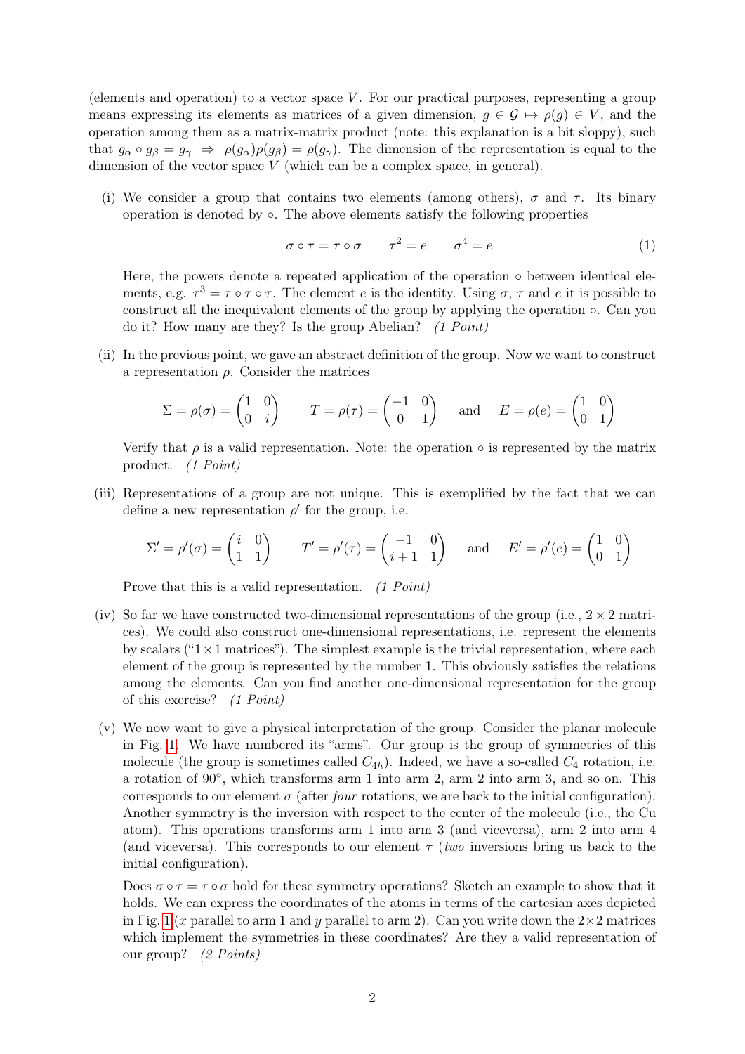(elements and operation) to a vector space $V$. For our practical purposes, representing a group means expressing its elements as matrices of a given dimension, $g \in \mathcal{G} \mapsto \rho(g) \in V$, and the operation among them as a matrix-matrix product (note: this explanation is a bit sloppy), such that $g_\alpha \circ g_\beta = g_\gamma \ \Rightarrow \ \rho(g_\alpha)\rho(g_\beta) = \rho(g_\gamma)$. The dimension of the representation is equal to the dimension of the vector space $V$ (which can be a complex space, in general).

(i) We consider a group that contains two elements (among others), $\sigma$ and $\tau$. Its binary operation is denoted by $\circ$. The above elements satisfy the following properties

$$\sigma \circ \tau = \tau \circ \sigma \qquad \tau^2 = e \qquad \sigma^4 = e \tag{1}$$

Here, the powers denote a repeated application of the operation $\circ$ between identical elements, e.g. $\tau^3 = \tau \circ \tau \circ \tau$. The element $e$ is the identity. Using $\sigma$, $\tau$ and $e$ it is possible to construct all the inequivalent elements of the group by applying the operation $\circ$. Can you do it? How many are they? Is the group Abelian? *(1 Point)*

(ii) In the previous point, we gave an abstract definition of the group. Now we want to construct a representation $\rho$. Consider the matrices

$$\Sigma = \rho(\sigma) = \begin{pmatrix} 1 & 0 \\ 0 & i \end{pmatrix} \qquad T = \rho(\tau) = \begin{pmatrix} -1 & 0 \\ 0 & 1 \end{pmatrix} \quad \text{and} \quad E = \rho(e) = \begin{pmatrix} 1 & 0 \\ 0 & 1 \end{pmatrix}$$

Verify that $\rho$ is a valid representation. Note: the operation $\circ$ is represented by the matrix product. *(1 Point)*

(iii) Representations of a group are not unique. This is exemplified by the fact that we can define a new representation $\rho'$ for the group, i.e.

$$\Sigma' = \rho'(\sigma) = \begin{pmatrix} i & 0 \\ 1 & 1 \end{pmatrix} \qquad T' = \rho'(\tau) = \begin{pmatrix} -1 & 0 \\ i+1 & 1 \end{pmatrix} \quad \text{and} \quad E' = \rho'(e) = \begin{pmatrix} 1 & 0 \\ 0 & 1 \end{pmatrix}$$

Prove that this is a valid representation. *(1 Point)*

(iv) So far we have constructed two-dimensional representations of the group (i.e., $2 \times 2$ matrices). We could also construct one-dimensional representations, i.e. represent the elements by scalars ("$1 \times 1$ matrices"). The simplest example is the trivial representation, where each element of the group is represented by the number 1. This obviously satisfies the relations among the elements. Can you find another one-dimensional representation for the group of this exercise? *(1 Point)*

(v) We now want to give a physical interpretation of the group. Consider the planar molecule in Fig. 1. We have numbered its "arms". Our group is the group of symmetries of this molecule (the group is sometimes called $C_{4h}$). Indeed, we have a so-called $C_4$ rotation, i.e. a rotation of $90°$, which transforms arm 1 into arm 2, arm 2 into arm 3, and so on. This corresponds to our element $\sigma$ (after *four* rotations, we are back to the initial configuration). Another symmetry is the inversion with respect to the center of the molecule (i.e., the Cu atom). This operations transforms arm 1 into arm 3 (and viceversa), arm 2 into arm 4 (and viceversa). This corresponds to our element $\tau$ (*two* inversions bring us back to the initial configuration).

Does $\sigma \circ \tau = \tau \circ \sigma$ hold for these symmetry operations? Sketch an example to show that it holds. We can express the coordinates of the atoms in terms of the cartesian axes depicted in Fig. 1 ($x$ parallel to arm 1 and $y$ parallel to arm 2). Can you write down the $2 \times 2$ matrices which implement the symmetries in these coordinates? Are they a valid representation of our group? *(2 Points)*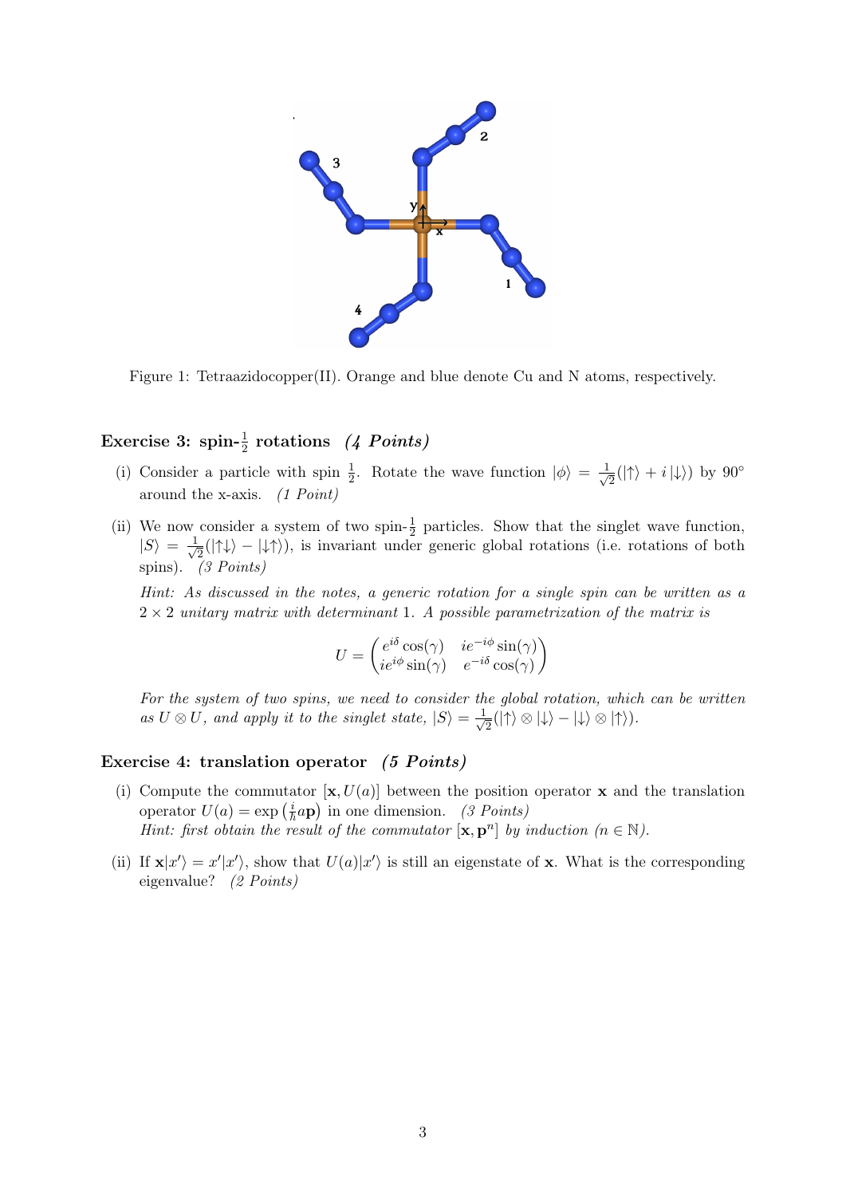Figure 1: Tetraazidocopper(II). Orange and blue denote Cu and N atoms, respectively.

## Exercise 3: spin-$\frac{1}{2}$ rotations *(4 Points)*

(i) Consider a particle with spin $\frac{1}{2}$. Rotate the wave function $|\phi\rangle = \frac{1}{\sqrt{2}}(|\uparrow\rangle + i\,|\downarrow\rangle)$ by 90° around the x-axis. *(1 Point)*

(ii) We now consider a system of two spin-$\frac{1}{2}$ particles. Show that the singlet wave function, $|S\rangle = \frac{1}{\sqrt{2}}(|\uparrow\downarrow\rangle - |\downarrow\uparrow\rangle)$, is invariant under generic global rotations (i.e. rotations of both spins). *(3 Points)*

*Hint: As discussed in the notes, a generic rotation for a single spin can be written as a $2 \times 2$ unitary matrix with determinant 1. A possible parametrization of the matrix is*

$$U = \begin{pmatrix} e^{i\delta}\cos(\gamma) & ie^{-i\phi}\sin(\gamma) \\ ie^{i\phi}\sin(\gamma) & e^{-i\delta}\cos(\gamma) \end{pmatrix}$$

*For the system of two spins, we need to consider the global rotation, which can be written as $U \otimes U$, and apply it to the singlet state, $|S\rangle = \frac{1}{\sqrt{2}}(|\uparrow\rangle \otimes |\downarrow\rangle - |\downarrow\rangle \otimes |\uparrow\rangle)$.*

## Exercise 4: translation operator *(5 Points)*

(i) Compute the commutator $[\mathbf{x}, U(a)]$ between the position operator $\mathbf{x}$ and the translation operator $U(a) = \exp\left(\frac{i}{\hbar}a\mathbf{p}\right)$ in one dimension. *(3 Points)*
*Hint: first obtain the result of the commutator $[\mathbf{x}, \mathbf{p}^n]$ by induction ($n \in \mathbb{N}$).*

(ii) If $\mathbf{x}|x'\rangle = x'|x'\rangle$, show that $U(a)|x'\rangle$ is still an eigenstate of $\mathbf{x}$. What is the corresponding eigenvalue? *(2 Points)*